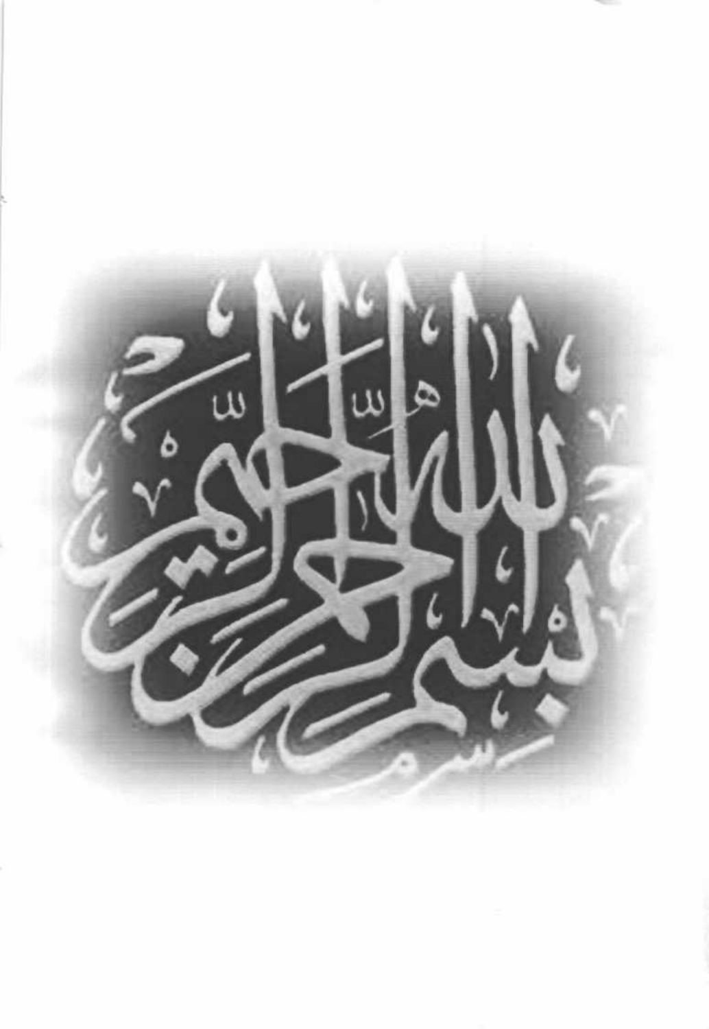بسم الله الرحمن الرحيم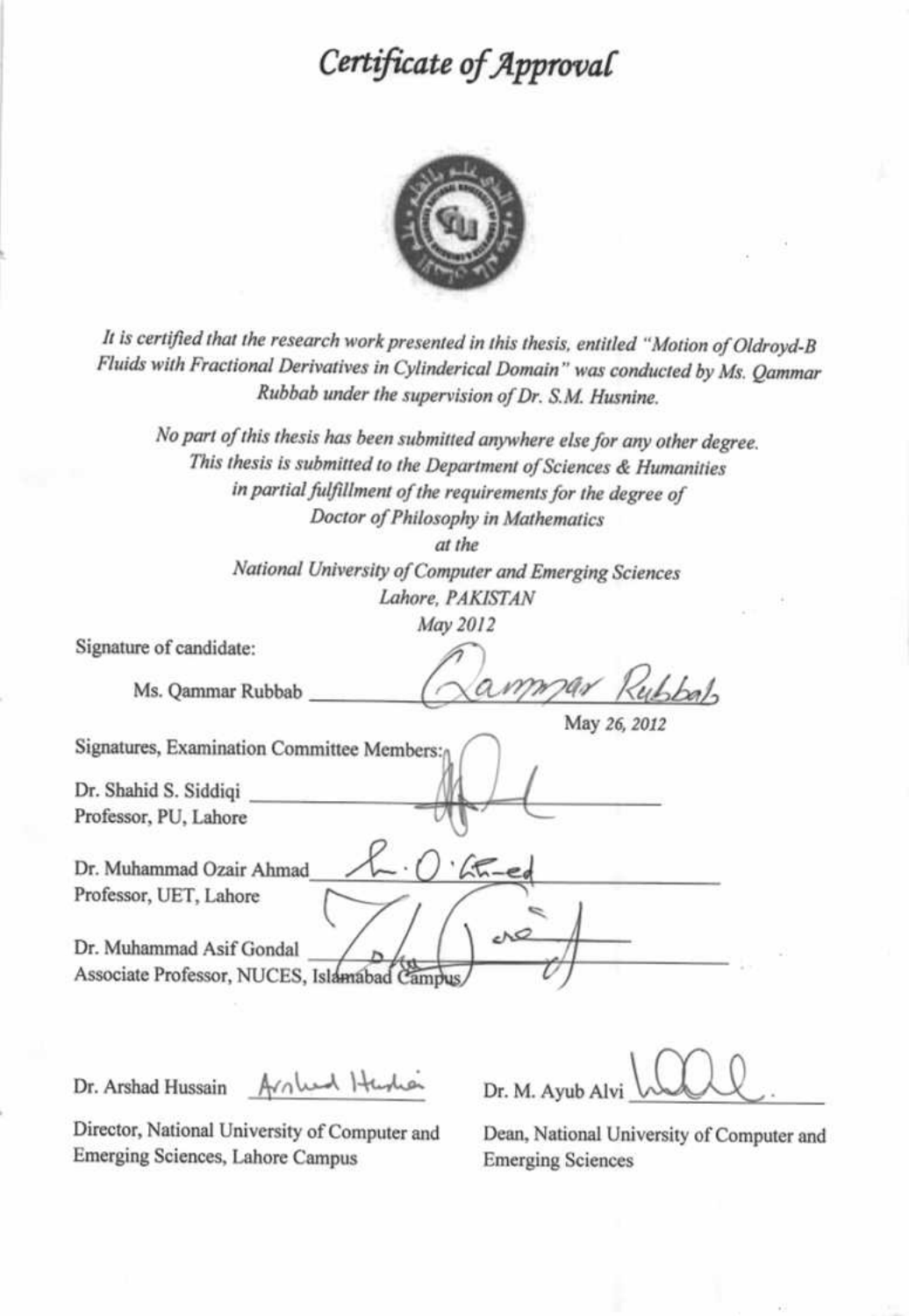# *Certificate of Approval*

*It is certified that the research work presented in this thesis, entitled "Motion of Oldroyd-B Fluids with Fractional Derivatives in Cylinderical Domain" was conducted by Ms. Qammar Rubbab under the supervision of Dr. S.M. Husnine.*

*No part of this thesis has been submitted anywhere else for any other degree.*
*This thesis is submitted to the Department of Sciences & Humanities*
*in partial fulfillment of the requirements for the degree of*
*Doctor of Philosophy in Mathematics*
*at the*
*National University of Computer and Emerging Sciences*
*Lahore, PAKISTAN*
*May 2012*

Signature of candidate:

Ms. Qammar Rubbab ______________

May 26, 2012

Signatures, Examination Committee Members:

Dr. Shahid S. Siddiqi ______________
Professor, PU, Lahore

Dr. Muhammad Ozair Ahmad ______________
Professor, UET, Lahore

Dr. Muhammad Asif Gondal ______________
Associate Professor, NUCES, Islamabad Campus

Dr. Arshad Hussain ______________

Director, National University of Computer and Emerging Sciences, Lahore Campus

Dr. M. Ayub Alvi ______________

Dean, National University of Computer and Emerging Sciences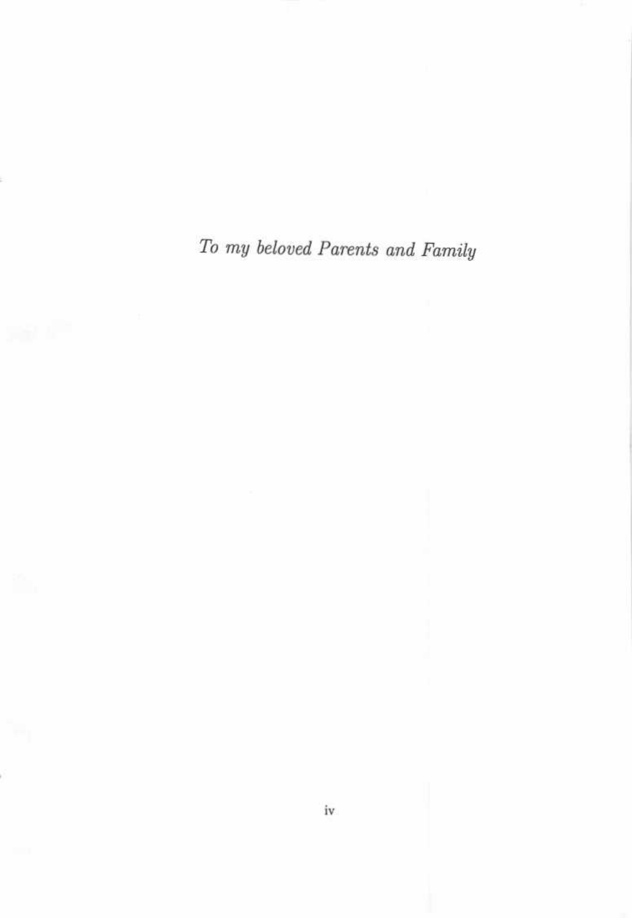*To my beloved Parents and Family*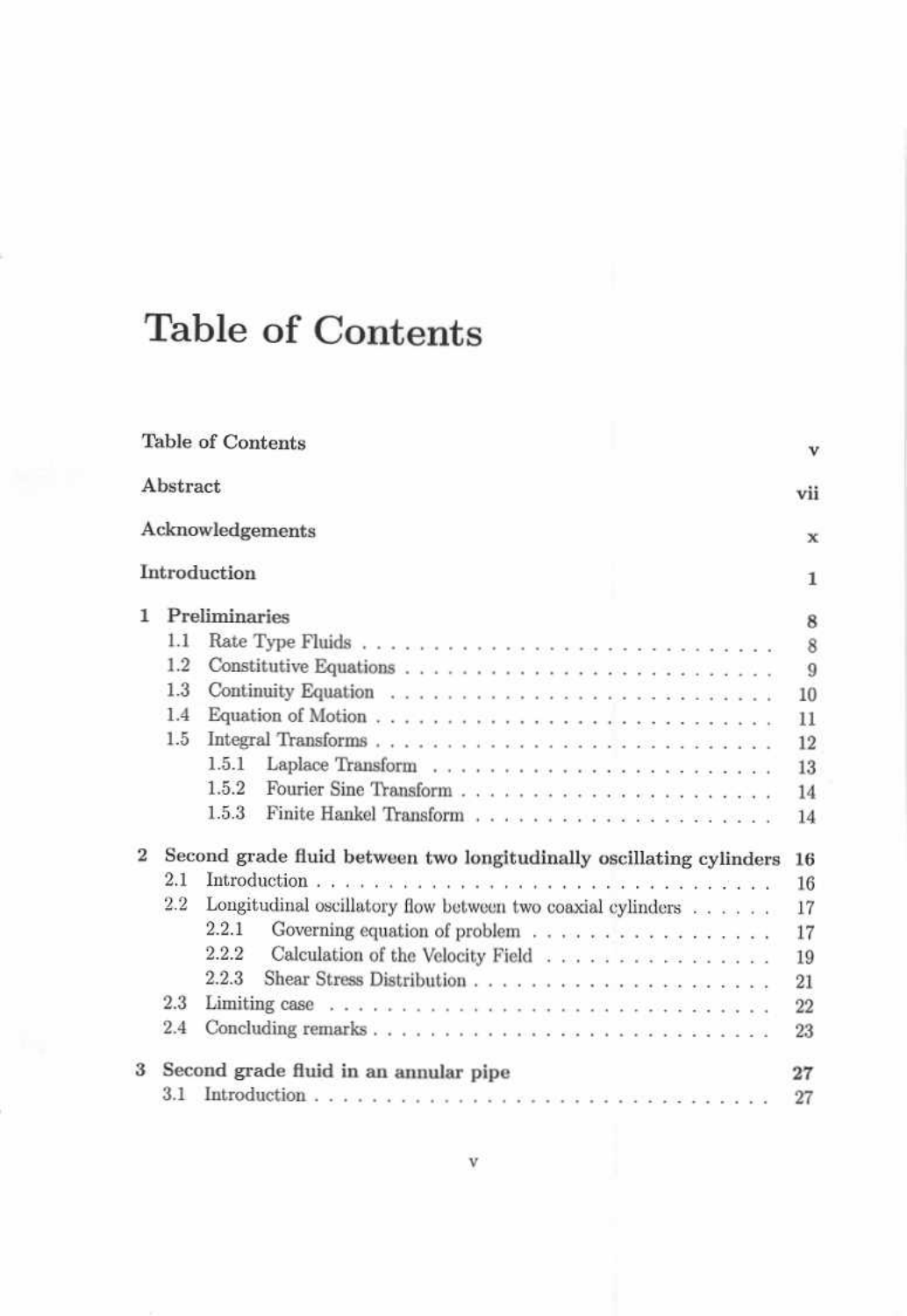# Table of Contents

Table of Contents ..... v

Abstract ..... vii

Acknowledgements ..... x

Introduction ..... 1

**1 Preliminaries** ..... 8
- 1.1 Rate Type Fluids ..... 8
- 1.2 Constitutive Equations ..... 9
- 1.3 Continuity Equation ..... 10
- 1.4 Equation of Motion ..... 11
- 1.5 Integral Transforms ..... 12
  - 1.5.1 Laplace Transform ..... 13
  - 1.5.2 Fourier Sine Transform ..... 14
  - 1.5.3 Finite Hankel Transform ..... 14

**2 Second grade fluid between two longitudinally oscillating cylinders** ..... 16
- 2.1 Introduction ..... 16
- 2.2 Longitudinal oscillatory flow between two coaxial cylinders ..... 17
  - 2.2.1 Governing equation of problem ..... 17
  - 2.2.2 Calculation of the Velocity Field ..... 19
  - 2.2.3 Shear Stress Distribution ..... 21
- 2.3 Limiting case ..... 22
- 2.4 Concluding remarks ..... 23

**3 Second grade fluid in an annular pipe** ..... 27
- 3.1 Introduction ..... 27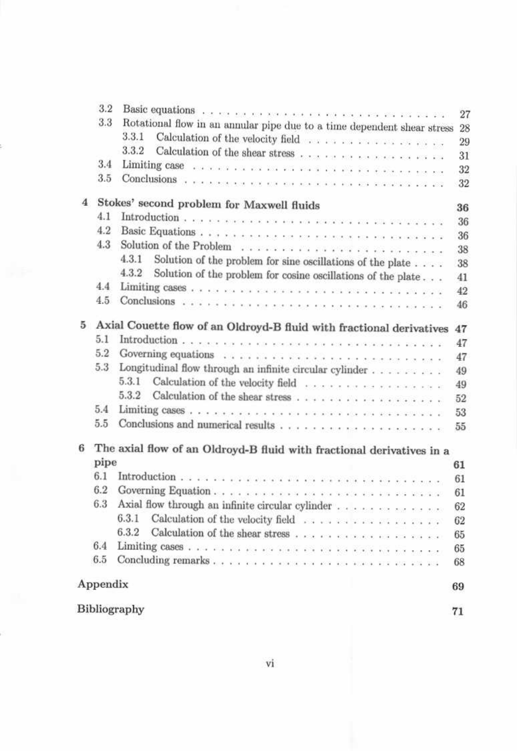- 3.2 Basic equations . . . . . . . . . . 27
- 3.3 Rotational flow in an annular pipe due to a time dependent shear stress 28
  - 3.3.1 Calculation of the velocity field . . . . . . . . . . 29
  - 3.3.2 Calculation of the shear stress . . . . . . . . . . 31
- 3.4 Limiting case . . . . . . . . . . 32
- 3.5 Conclusions . . . . . . . . . . 32

**4 Stokes' second problem for Maxwell fluids** **36**

- 4.1 Introduction . . . . . . . . . . 36
- 4.2 Basic Equations . . . . . . . . . . 36
- 4.3 Solution of the Problem . . . . . . . . . . 38
  - 4.3.1 Solution of the problem for sine oscillations of the plate . . . . 38
  - 4.3.2 Solution of the problem for cosine oscillations of the plate . . . 41
- 4.4 Limiting cases . . . . . . . . . . 42
- 4.5 Conclusions . . . . . . . . . . 46

**5 Axial Couette flow of an Oldroyd-B fluid with fractional derivatives** **47**

- 5.1 Introduction . . . . . . . . . . 47
- 5.2 Governing equations . . . . . . . . . . 47
- 5.3 Longitudinal flow through an infinite circular cylinder . . . . . . . . . . 49
  - 5.3.1 Calculation of the velocity field . . . . . . . . . . 49
  - 5.3.2 Calculation of the shear stress . . . . . . . . . . 52
- 5.4 Limiting cases . . . . . . . . . . 53
- 5.5 Conclusions and numerical results . . . . . . . . . . 55

**6 The axial flow of an Oldroyd-B fluid with fractional derivatives in a pipe** **61**

- 6.1 Introduction . . . . . . . . . . 61
- 6.2 Governing Equation . . . . . . . . . . 61
- 6.3 Axial flow through an infinite circular cylinder . . . . . . . . . . 62
  - 6.3.1 Calculation of the velocity field . . . . . . . . . . 62
  - 6.3.2 Calculation of the shear stress . . . . . . . . . . 65
- 6.4 Limiting cases . . . . . . . . . . 65
- 6.5 Concluding remarks . . . . . . . . . . 68

**Appendix** **69**

**Bibliography** **71**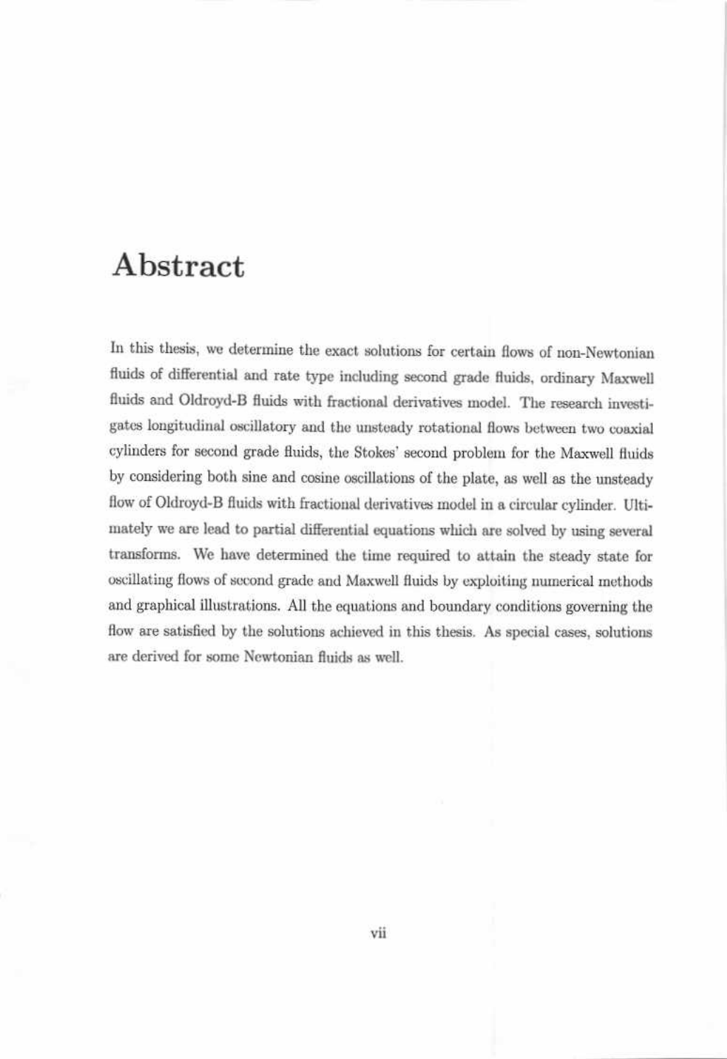# Abstract

In this thesis, we determine the exact solutions for certain flows of non-Newtonian fluids of differential and rate type including second grade fluids, ordinary Maxwell fluids and Oldroyd-B fluids with fractional derivatives model. The research investigates longitudinal oscillatory and the unsteady rotational flows between two coaxial cylinders for second grade fluids, the Stokes' second problem for the Maxwell fluids by considering both sine and cosine oscillations of the plate, as well as the unsteady flow of Oldroyd-B fluids with fractional derivatives model in a circular cylinder. Ultimately we are lead to partial differential equations which are solved by using several transforms. We have determined the time required to attain the steady state for oscillating flows of second grade and Maxwell fluids by exploiting numerical methods and graphical illustrations. All the equations and boundary conditions governing the flow are satisfied by the solutions achieved in this thesis. As special cases, solutions are derived for some Newtonian fluids as well.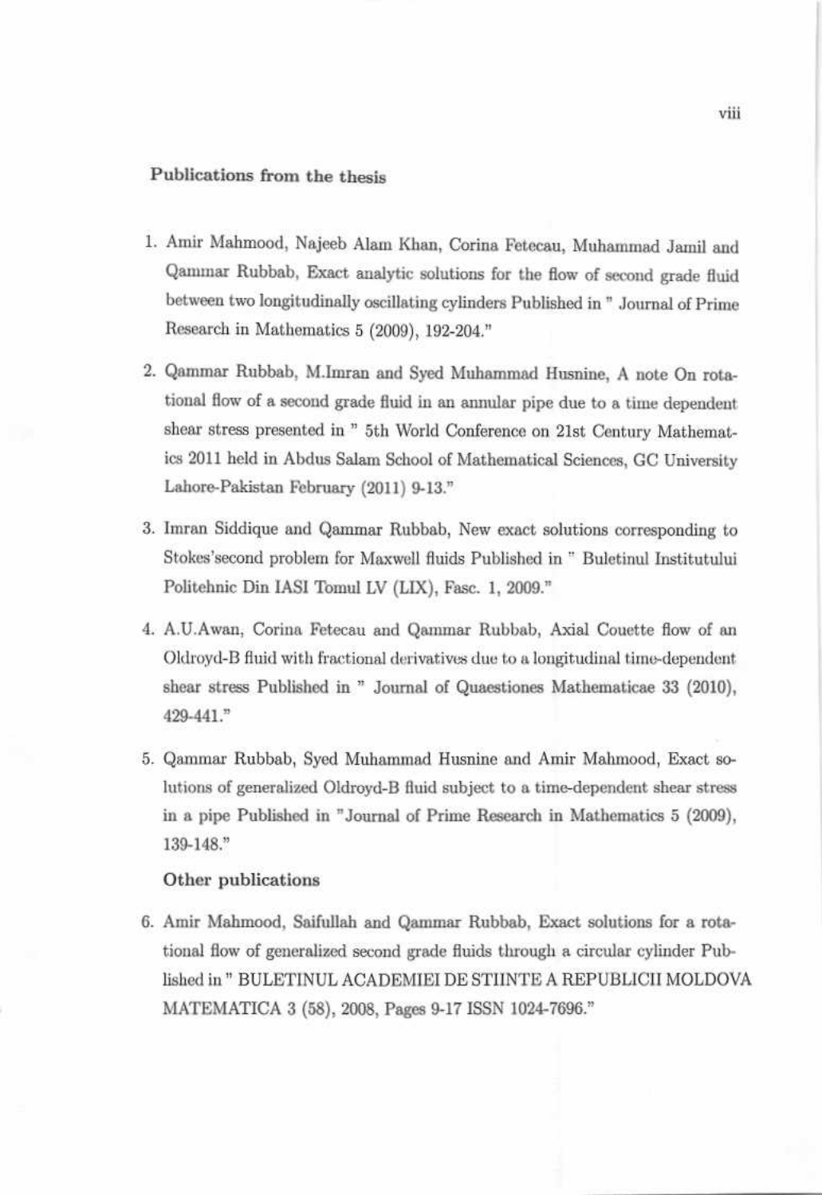### Publications from the thesis

1. Amir Mahmood, Najeeb Alam Khan, Corina Fetecau, Muhammad Jamil and Qammar Rubbab, Exact analytic solutions for the flow of second grade fluid between two longitudinally oscillating cylinders Published in " Journal of Prime Research in Mathematics 5 (2009), 192-204."

2. Qammar Rubbab, M.Imran and Syed Muhammad Husnine, A note On rotational flow of a second grade fluid in an annular pipe due to a time dependent shear stress presented in " 5th World Conference on 21st Century Mathematics 2011 held in Abdus Salam School of Mathematical Sciences, GC University Lahore-Pakistan February (2011) 9-13."

3. Imran Siddique and Qammar Rubbab, New exact solutions corresponding to Stokes'second problem for Maxwell fluids Published in " Buletinul Institutului Politehnic Din IASI Tomul LV (LIX), Fasc. 1, 2009."

4. A.U.Awan, Corina Fetecau and Qammar Rubbab, Axial Couette flow of an Oldroyd-B fluid with fractional derivatives due to a longitudinal time-dependent shear stress Published in " Journal of Quaestiones Mathematicae 33 (2010), 429-441."

5. Qammar Rubbab, Syed Muhammad Husnine and Amir Mahmood, Exact solutions of generalized Oldroyd-B fluid subject to a time-dependent shear stress in a pipe Published in "Journal of Prime Research in Mathematics 5 (2009), 139-148."

### Other publications

6. Amir Mahmood, Saifullah and Qammar Rubbab, Exact solutions for a rotational flow of generalized second grade fluids through a circular cylinder Published in " BULETINUL ACADEMIEI DE STIINTE A REPUBLICII MOLDOVA MATEMATICA 3 (58), 2008, Pages 9-17 ISSN 1024-7696."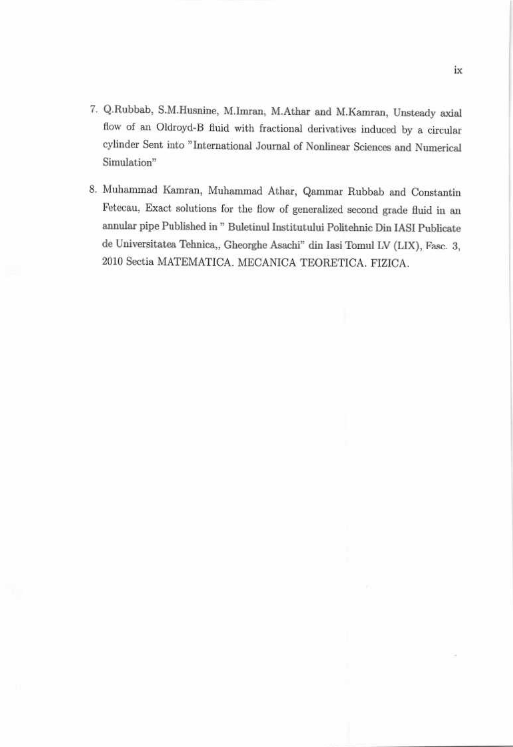7. Q.Rubbab, S.M.Husnine, M.Imran, M.Athar and M.Kamran, Unsteady axial flow of an Oldroyd-B fluid with fractional derivatives induced by a circular cylinder Sent into "International Journal of Nonlinear Sciences and Numerical Simulation"

8. Muhammad Kamran, Muhammad Athar, Qammar Rubbab and Constantin Fetecau, Exact solutions for the flow of generalized second grade fluid in an annular pipe Published in " Buletinul Institutului Politehnic Din IASI Publicate de Universitatea Tehnica,, Gheorghe Asachi" din Iasi Tomul LV (LIX), Fasc. 3, 2010 Sectia MATEMATICA. MECANICA TEORETICA. FIZICA.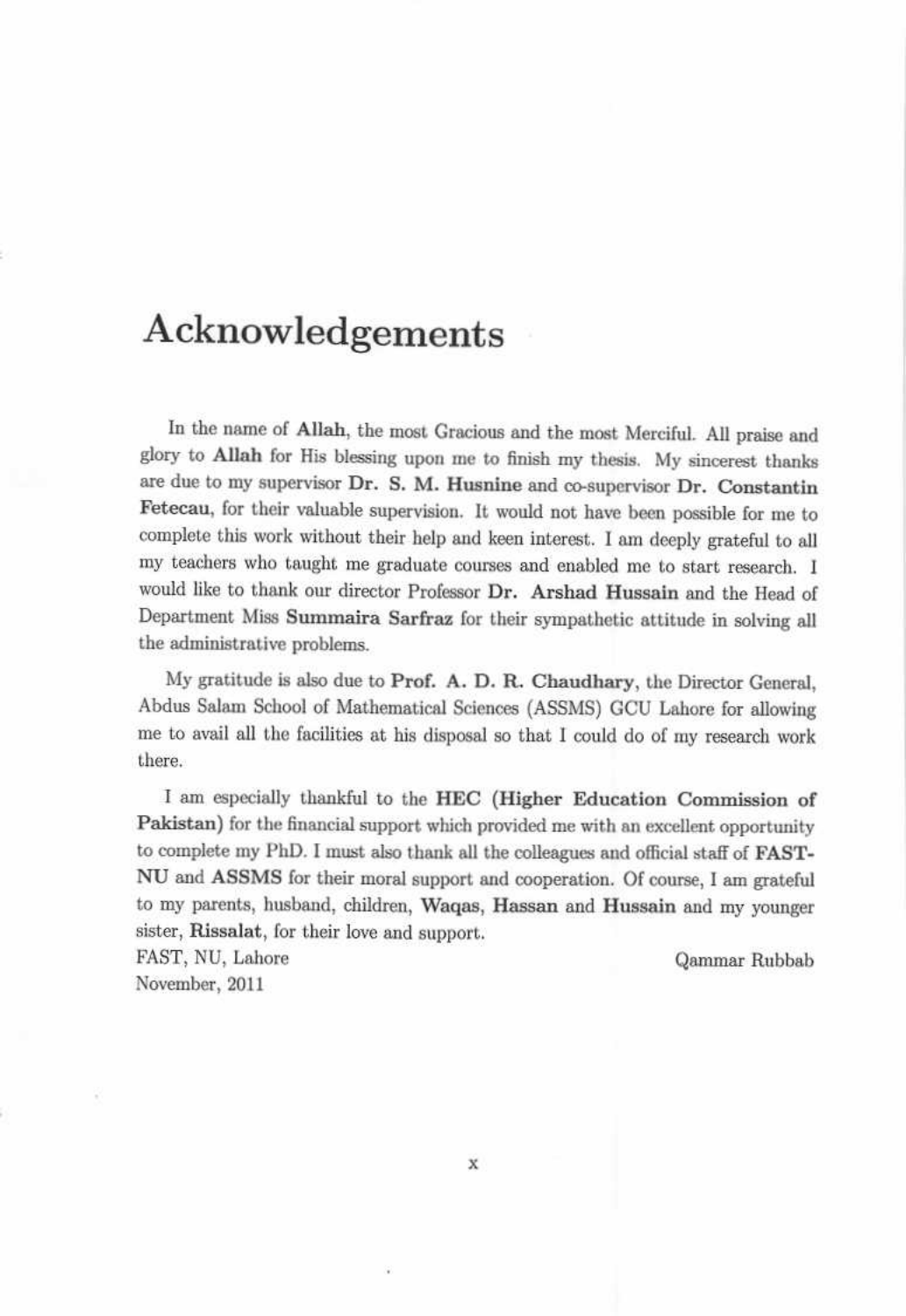# Acknowledgements

In the name of **Allah**, the most Gracious and the most Merciful. All praise and glory to **Allah** for His blessing upon me to finish my thesis. My sincerest thanks are due to my supervisor **Dr. S. M. Husnine** and co-supervisor **Dr. Constantin Fetecau**, for their valuable supervision. It would not have been possible for me to complete this work without their help and keen interest. I am deeply grateful to all my teachers who taught me graduate courses and enabled me to start research. I would like to thank our director Professor **Dr. Arshad Hussain** and the Head of Department Miss **Summaira Sarfraz** for their sympathetic attitude in solving all the administrative problems.

My gratitude is also due to **Prof. A. D. R. Chaudhary**, the Director General, Abdus Salam School of Mathematical Sciences (ASSMS) GCU Lahore for allowing me to avail all the facilities at his disposal so that I could do of my research work there.

I am especially thankful to the **HEC (Higher Education Commission of Pakistan)** for the financial support which provided me with an excellent opportunity to complete my PhD. I must also thank all the colleagues and official staff of **FAST-NU** and **ASSMS** for their moral support and cooperation. Of course, I am grateful to my parents, husband, children, **Waqas**, **Hassan** and **Hussain** and my younger sister, **Rissalat**, for their love and support.

FAST, NU, Lahore
November, 2011

Qammar Rubbab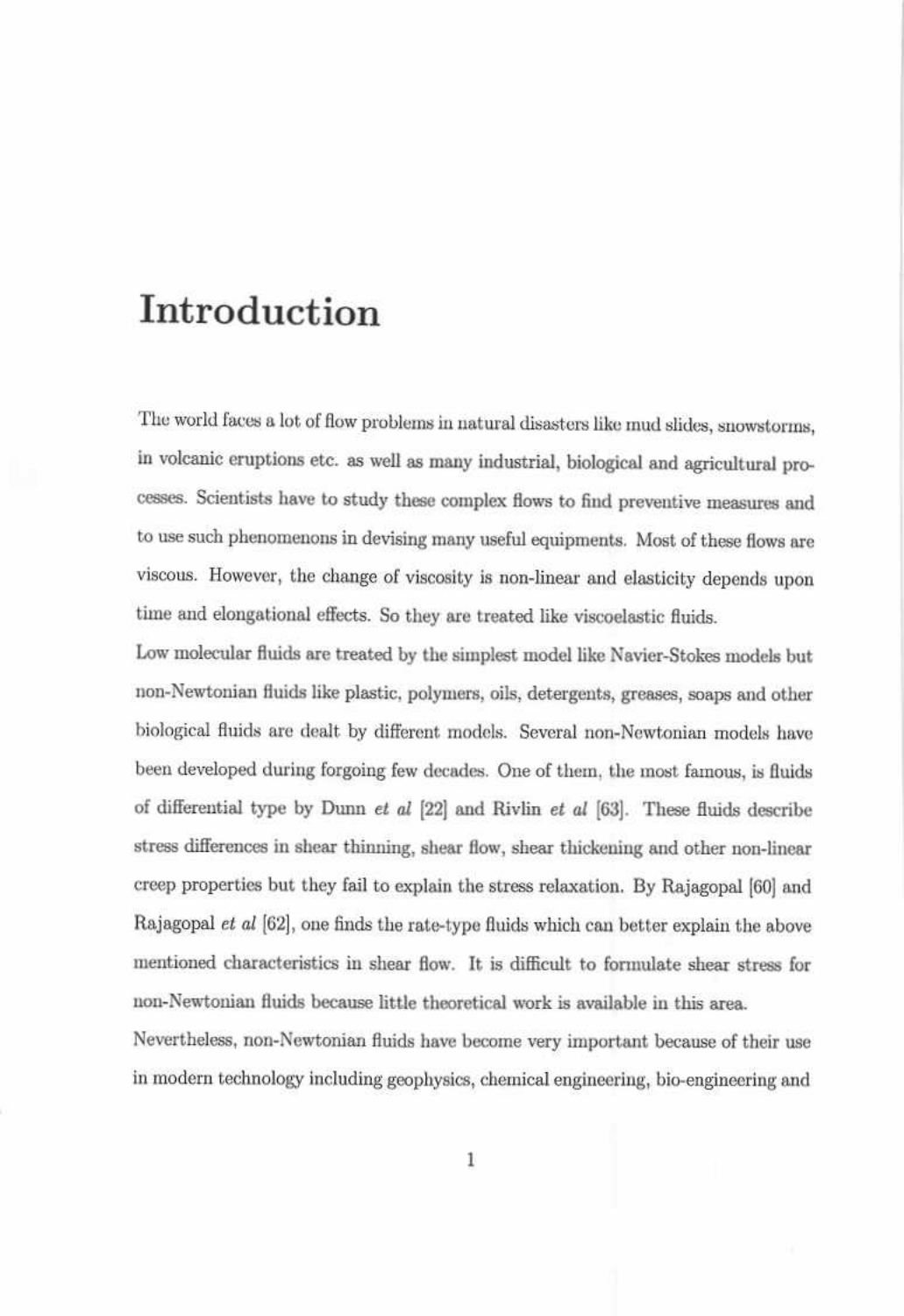# Introduction

The world faces a lot of flow problems in natural disasters like mud slides, snowstorms, in volcanic eruptions etc. as well as many industrial, biological and agricultural processes. Scientists have to study these complex flows to find preventive measures and to use such phenomenons in devising many useful equipments. Most of these flows are viscous. However, the change of viscosity is non-linear and elasticity depends upon time and elongational effects. So they are treated like viscoelastic fluids.

Low molecular fluids are treated by the simplest model like Navier-Stokes models but non-Newtonian fluids like plastic, polymers, oils, detergents, greases, soaps and other biological fluids are dealt by different models. Several non-Newtonian models have been developed during forgoing few decades. One of them, the most famous, is fluids of differential type by Dunn *et al* [22] and Rivlin *et al* [63]. These fluids describe stress differences in shear thinning, shear flow, shear thickening and other non-linear creep properties but they fail to explain the stress relaxation. By Rajagopal [60] and Rajagopal *et al* [62], one finds the rate-type fluids which can better explain the above mentioned characteristics in shear flow. It is difficult to formulate shear stress for non-Newtonian fluids because little theoretical work is available in this area.

Nevertheless, non-Newtonian fluids have become very important because of their use in modern technology including geophysics, chemical engineering, bio-engineering and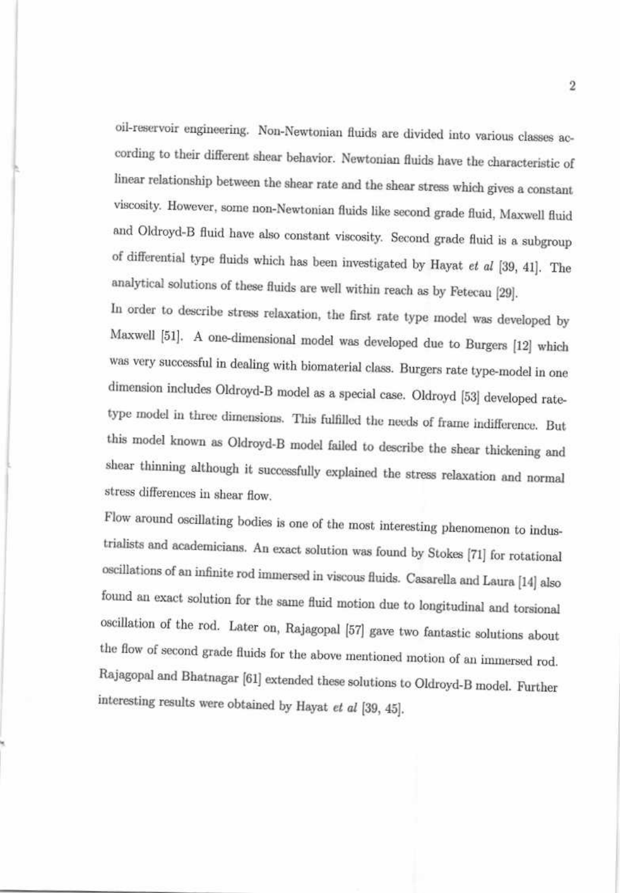oil-reservoir engineering. Non-Newtonian fluids are divided into various classes according to their different shear behavior. Newtonian fluids have the characteristic of linear relationship between the shear rate and the shear stress which gives a constant viscosity. However, some non-Newtonian fluids like second grade fluid, Maxwell fluid and Oldroyd-B fluid have also constant viscosity. Second grade fluid is a subgroup of differential type fluids which has been investigated by Hayat *et al* [39, 41]. The analytical solutions of these fluids are well within reach as by Fetecau [29].

In order to describe stress relaxation, the first rate type model was developed by Maxwell [51]. A one-dimensional model was developed due to Burgers [12] which was very successful in dealing with biomaterial class. Burgers rate type-model in one dimension includes Oldroyd-B model as a special case. Oldroyd [53] developed rate-type model in three dimensions. This fulfilled the needs of frame indifference. But this model known as Oldroyd-B model failed to describe the shear thickening and shear thinning although it successfully explained the stress relaxation and normal stress differences in shear flow.

Flow around oscillating bodies is one of the most interesting phenomenon to industrialists and academicians. An exact solution was found by Stokes [71] for rotational oscillations of an infinite rod immersed in viscous fluids. Casarella and Laura [14] also found an exact solution for the same fluid motion due to longitudinal and torsional oscillation of the rod. Later on, Rajagopal [57] gave two fantastic solutions about the flow of second grade fluids for the above mentioned motion of an immersed rod. Rajagopal and Bhatnagar [61] extended these solutions to Oldroyd-B model. Further interesting results were obtained by Hayat *et al* [39, 45].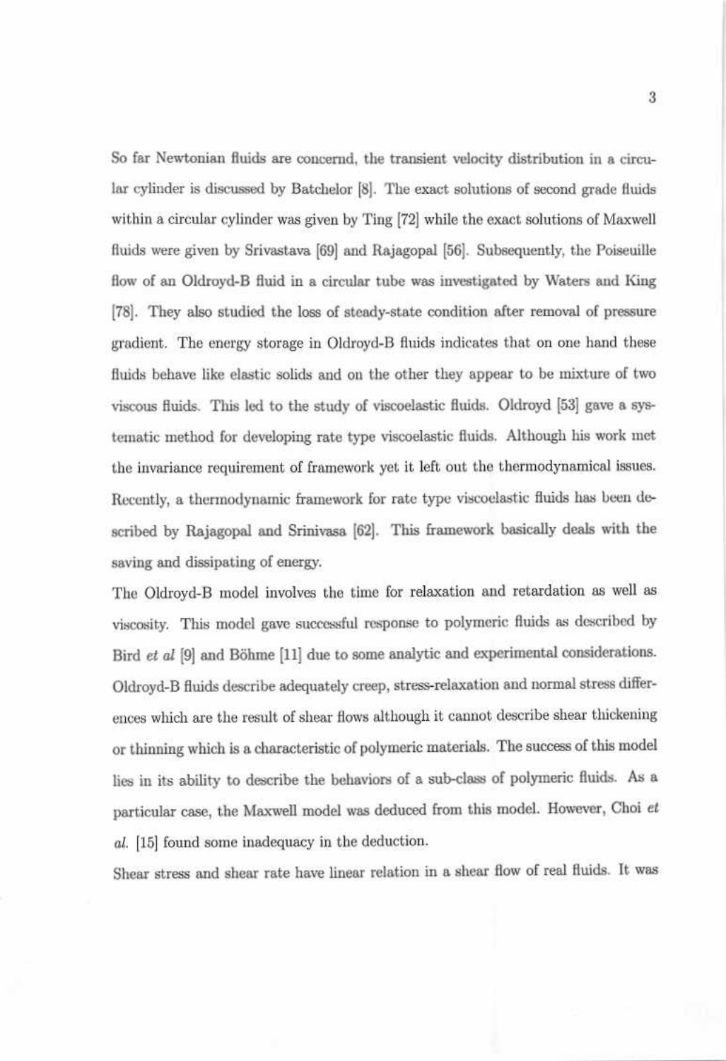So far Newtonian fluids are concernd, the transient velocity distribution in a circular cylinder is discussed by Batchelor [8]. The exact solutions of second grade fluids within a circular cylinder was given by Ting [72] while the exact solutions of Maxwell fluids were given by Srivastava [69] and Rajagopal [56]. Subsequently, the Poiseuille flow of an Oldroyd-B fluid in a circular tube was investigated by Waters and King [78]. They also studied the loss of steady-state condition after removal of pressure gradient. The energy storage in Oldroyd-B fluids indicates that on one hand these fluids behave like elastic solids and on the other they appear to be mixture of two viscous fluids. This led to the study of viscoelastic fluids. Oldroyd [53] gave a systematic method for developing rate type viscoelastic fluids. Although his work met the invariance requirement of framework yet it left out the thermodynamical issues. Recently, a thermodynamic framework for rate type viscoelastic fluids has been described by Rajagopal and Srinivasa [62]. This framework basically deals with the saving and dissipating of energy.

The Oldroyd-B model involves the time for relaxation and retardation as well as viscosity. This model gave successful response to polymeric fluids as described by Bird *et al* [9] and Böhme [11] due to some analytic and experimental considerations. Oldroyd-B fluids describe adequately creep, stress-relaxation and normal stress differences which are the result of shear flows although it cannot describe shear thickening or thinning which is a characteristic of polymeric materials. The success of this model lies in its ability to describe the behaviors of a sub-class of polymeric fluids. As a particular case, the Maxwell model was deduced from this model. However, Choi *et al.* [15] found some inadequacy in the deduction.

Shear stress and shear rate have linear relation in a shear flow of real fluids. It was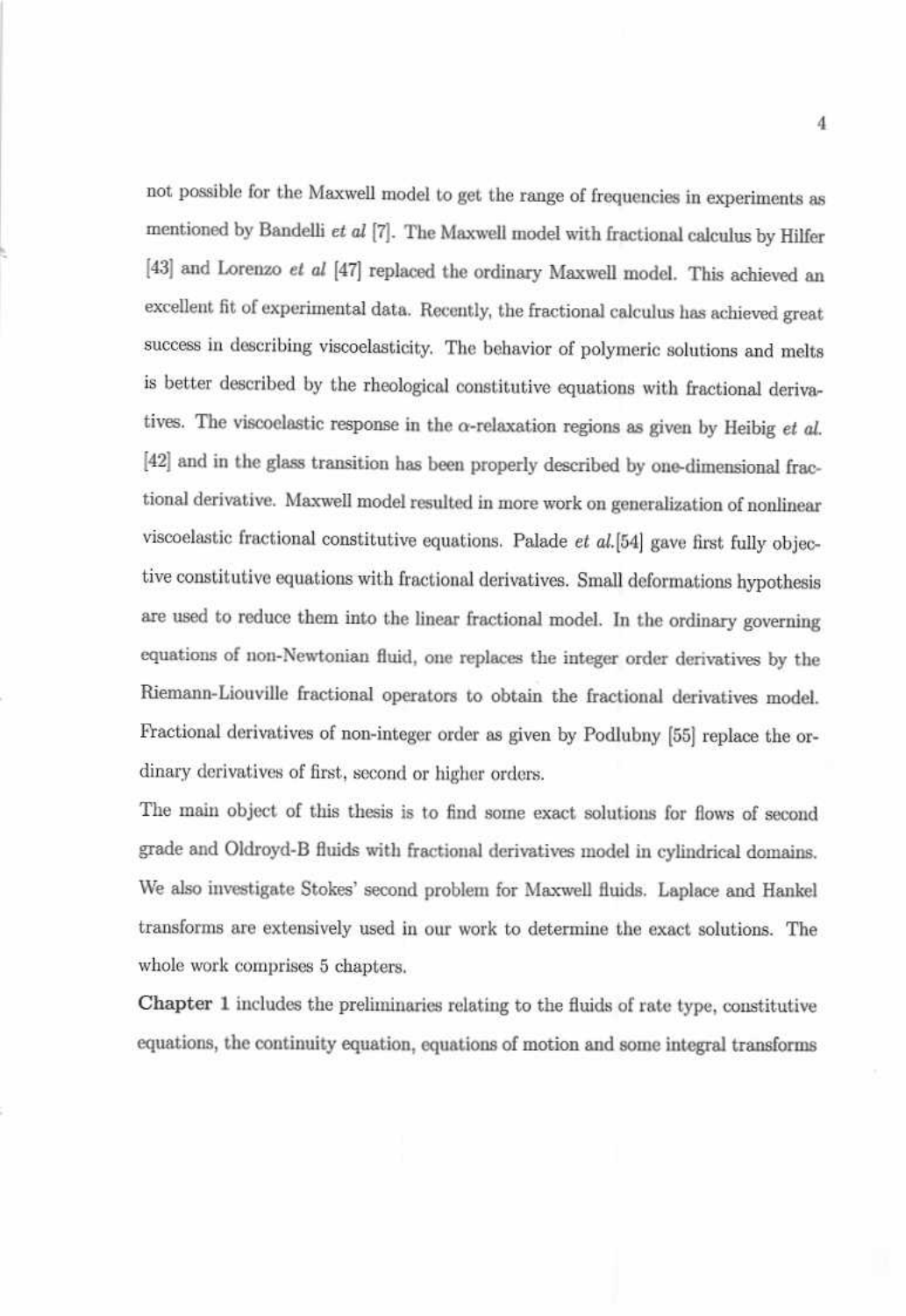not possible for the Maxwell model to get the range of frequencies in experiments as mentioned by Bandelli *et al* [7]. The Maxwell model with fractional calculus by Hilfer [43] and Lorenzo *et al* [47] replaced the ordinary Maxwell model. This achieved an excellent fit of experimental data. Recently, the fractional calculus has achieved great success in describing viscoelasticity. The behavior of polymeric solutions and melts is better described by the rheological constitutive equations with fractional derivatives. The viscoelastic response in the $\alpha$-relaxation regions as given by Heibig *et al.* [42] and in the glass transition has been properly described by one-dimensional fractional derivative. Maxwell model resulted in more work on generalization of nonlinear viscoelastic fractional constitutive equations. Palade *et al.*[54] gave first fully objective constitutive equations with fractional derivatives. Small deformations hypothesis are used to reduce them into the linear fractional model. In the ordinary governing equations of non-Newtonian fluid, one replaces the integer order derivatives by the Riemann-Liouville fractional operators to obtain the fractional derivatives model. Fractional derivatives of non-integer order as given by Podlubny [55] replace the ordinary derivatives of first, second or higher orders.

The main object of this thesis is to find some exact solutions for flows of second grade and Oldroyd-B fluids with fractional derivatives model in cylindrical domains. We also investigate Stokes' second problem for Maxwell fluids. Laplace and Hankel transforms are extensively used in our work to determine the exact solutions. The whole work comprises 5 chapters.

**Chapter 1** includes the preliminaries relating to the fluids of rate type, constitutive equations, the continuity equation, equations of motion and some integral transforms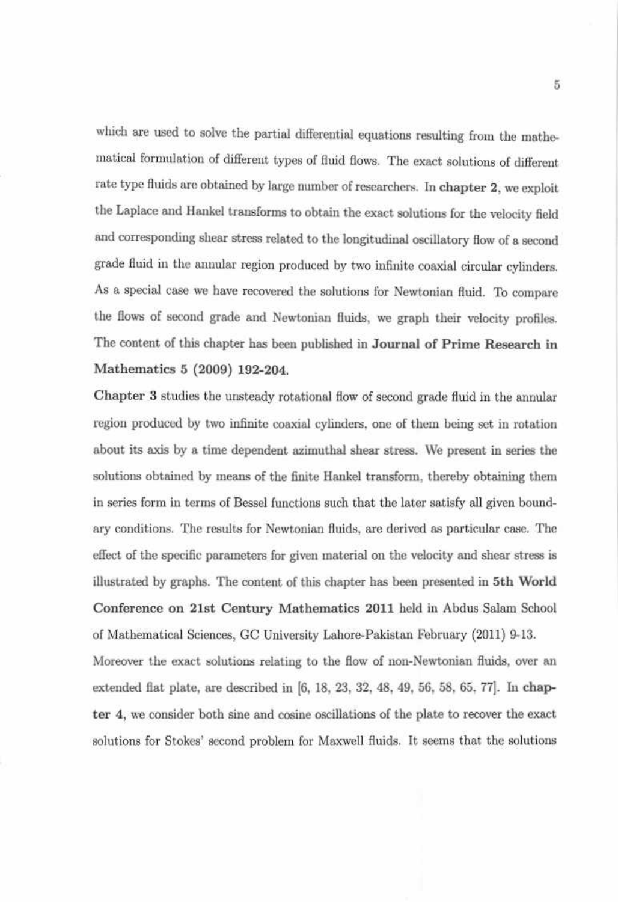which are used to solve the partial differential equations resulting from the mathematical formulation of different types of fluid flows. The exact solutions of different rate type fluids are obtained by large number of researchers. In **chapter 2**, we exploit the Laplace and Hankel transforms to obtain the exact solutions for the velocity field and corresponding shear stress related to the longitudinal oscillatory flow of a second grade fluid in the annular region produced by two infinite coaxial circular cylinders. As a special case we have recovered the solutions for Newtonian fluid. To compare the flows of second grade and Newtonian fluids, we graph their velocity profiles. The content of this chapter has been published in **Journal of Prime Research in Mathematics 5 (2009) 192-204.**

**Chapter 3** studies the unsteady rotational flow of second grade fluid in the annular region produced by two infinite coaxial cylinders, one of them being set in rotation about its axis by a time dependent azimuthal shear stress. We present in series the solutions obtained by means of the finite Hankel transform, thereby obtaining them in series form in terms of Bessel functions such that the later satisfy all given boundary conditions. The results for Newtonian fluids, are derived as particular case. The effect of the specific parameters for given material on the velocity and shear stress is illustrated by graphs. The content of this chapter has been presented in **5th World Conference on 21st Century Mathematics 2011** held in Abdus Salam School of Mathematical Sciences, GC University Lahore-Pakistan February (2011) 9-13.

Moreover the exact solutions relating to the flow of non-Newtonian fluids, over an extended flat plate, are described in [6, 18, 23, 32, 48, 49, 56, 58, 65, 77]. In **chapter 4**, we consider both sine and cosine oscillations of the plate to recover the exact solutions for Stokes' second problem for Maxwell fluids. It seems that the solutions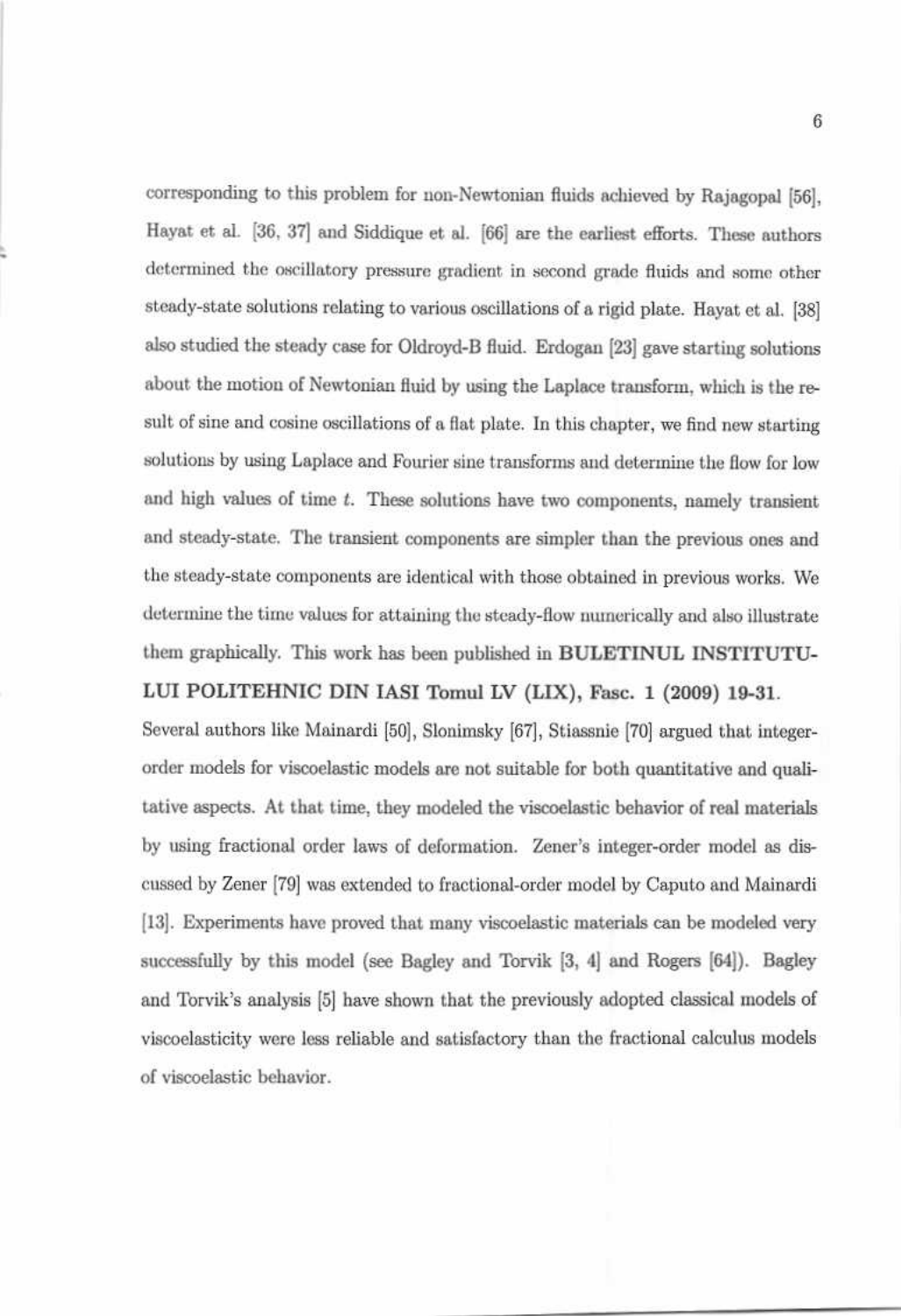corresponding to this problem for non-Newtonian fluids achieved by Rajagopal [56], Hayat et al. [36, 37] and Siddique et al. [66] are the earliest efforts. These authors determined the oscillatory pressure gradient in second grade fluids and some other steady-state solutions relating to various oscillations of a rigid plate. Hayat et al. [38] also studied the steady case for Oldroyd-B fluid. Erdogan [23] gave starting solutions about the motion of Newtonian fluid by using the Laplace transform, which is the result of sine and cosine oscillations of a flat plate. In this chapter, we find new starting solutions by using Laplace and Fourier sine transforms and determine the flow for low and high values of time $t$. These solutions have two components, namely transient and steady-state. The transient components are simpler than the previous ones and the steady-state components are identical with those obtained in previous works. We determine the time values for attaining the steady-flow numerically and also illustrate them graphically. This work has been published in **BULETINUL INSTITUTULUI POLITEHNIC DIN IASI Tomul LV (LIX), Fasc. 1 (2009) 19-31**.

Several authors like Mainardi [50], Slonimsky [67], Stiassnie [70] argued that integer-order models for viscoelastic models are not suitable for both quantitative and qualitative aspects. At that time, they modeled the viscoelastic behavior of real materials by using fractional order laws of deformation. Zener's integer-order model as discussed by Zener [79] was extended to fractional-order model by Caputo and Mainardi [13]. Experiments have proved that many viscoelastic materials can be modeled very successfully by this model (see Bagley and Torvik [3, 4] and Rogers [64]). Bagley and Torvik's analysis [5] have shown that the previously adopted classical models of viscoelasticity were less reliable and satisfactory than the fractional calculus models of viscoelastic behavior.